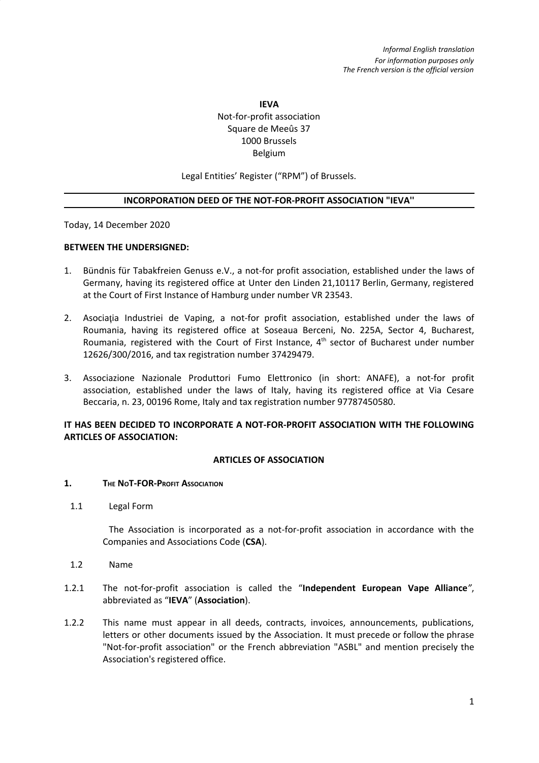*Informal English translation*
*For information purposes only*
*The French version is the official version*

**IEVA**
Not-for-profit association
Square de Meeûs 37
1000 Brussels
Belgium

Legal Entities' Register ("RPM") of Brussels.

## INCORPORATION DEED OF THE NOT-FOR-PROFIT ASSOCIATION "IEVA"

Today, 14 December 2020

**BETWEEN THE UNDERSIGNED:**

1. Bündnis für Tabakfreien Genuss e.V., a not-for profit association, established under the laws of Germany, having its registered office at Unter den Linden 21,10117 Berlin, Germany, registered at the Court of First Instance of Hamburg under number VR 23543.
2. Asociaţia Industriei de Vaping, a not-for profit association, established under the laws of Roumania, having its registered office at Soseaua Berceni, No. 225A, Sector 4, Bucharest, Roumania, registered with the Court of First Instance, 4th sector of Bucharest under number 12626/300/2016, and tax registration number 37429479.
3. Associazione Nazionale Produttori Fumo Elettronico (in short: ANAFE), a not-for profit association, established under the laws of Italy, having its registered office at Via Cesare Beccaria, n. 23, 00196 Rome, Italy and tax registration number 97787450580.

**IT HAS BEEN DECIDED TO INCORPORATE A NOT-FOR-PROFIT ASSOCIATION WITH THE FOLLOWING ARTICLES OF ASSOCIATION:**

## ARTICLES OF ASSOCIATION

### 1. THE NOT-FOR-PROFIT ASSOCIATION

1.1 Legal Form

The Association is incorporated as a not-for-profit association in accordance with the Companies and Associations Code (**CSA**).

1.2 Name

1.2.1 The not-for-profit association is called the "**Independent European Vape Alliance**", abbreviated as "**IEVA**" (**Association**).

1.2.2 This name must appear in all deeds, contracts, invoices, announcements, publications, letters or other documents issued by the Association. It must precede or follow the phrase "Not-for-profit association" or the French abbreviation "ASBL" and mention precisely the Association's registered office.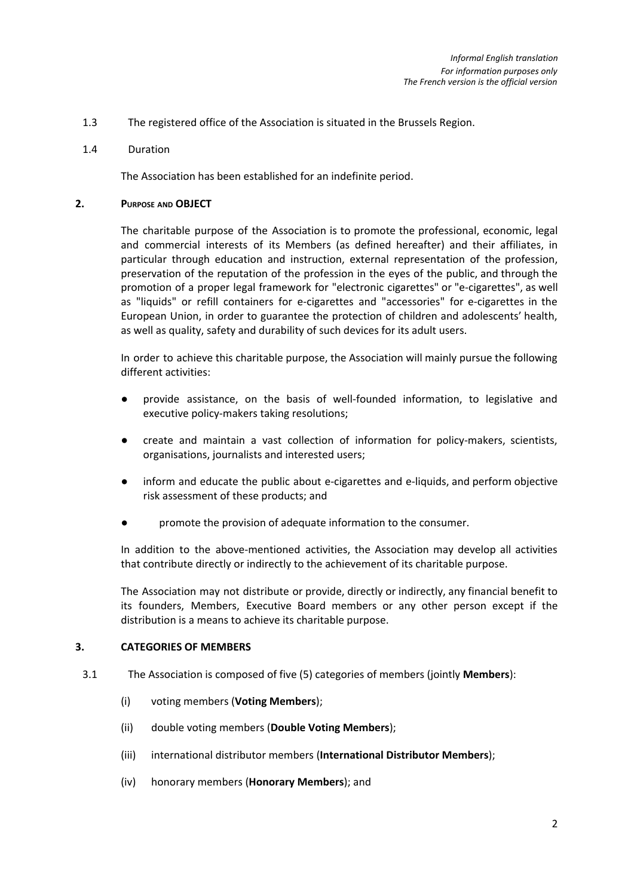*Informal English translation*
*For information purposes only*
*The French version is the official version*

1.3 The registered office of the Association is situated in the Brussels Region.

1.4 Duration

The Association has been established for an indefinite period.

## 2. PURPOSE AND OBJECT

The charitable purpose of the Association is to promote the professional, economic, legal and commercial interests of its Members (as defined hereafter) and their affiliates, in particular through education and instruction, external representation of the profession, preservation of the reputation of the profession in the eyes of the public, and through the promotion of a proper legal framework for "electronic cigarettes" or "e-cigarettes", as well as "liquids" or refill containers for e-cigarettes and "accessories" for e-cigarettes in the European Union, in order to guarantee the protection of children and adolescents' health, as well as quality, safety and durability of such devices for its adult users.

In order to achieve this charitable purpose, the Association will mainly pursue the following different activities:

- provide assistance, on the basis of well-founded information, to legislative and executive policy-makers taking resolutions;
- create and maintain a vast collection of information for policy-makers, scientists, organisations, journalists and interested users;
- inform and educate the public about e-cigarettes and e-liquids, and perform objective risk assessment of these products; and
- promote the provision of adequate information to the consumer.

In addition to the above-mentioned activities, the Association may develop all activities that contribute directly or indirectly to the achievement of its charitable purpose.

The Association may not distribute or provide, directly or indirectly, any financial benefit to its founders, Members, Executive Board members or any other person except if the distribution is a means to achieve its charitable purpose.

## 3. CATEGORIES OF MEMBERS

3.1 The Association is composed of five (5) categories of members (jointly **Members**):

(i) voting members (**Voting Members**);

(ii) double voting members (**Double Voting Members**);

(iii) international distributor members (**International Distributor Members**);

(iv) honorary members (**Honorary Members**); and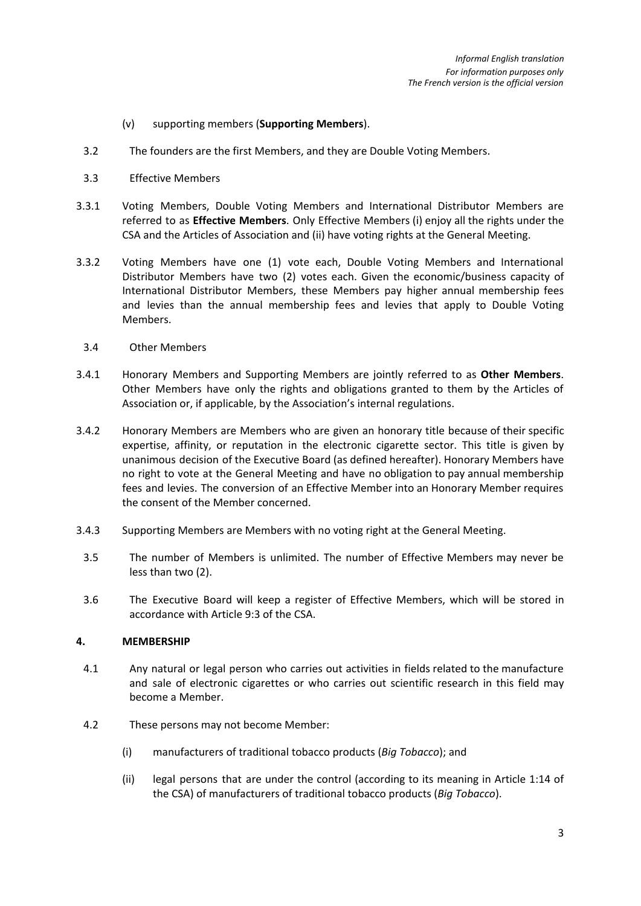*Informal English translation*
*For information purposes only*
*The French version is the official version*

(v) supporting members (**Supporting Members**).

3.2 The founders are the first Members, and they are Double Voting Members.

3.3 Effective Members

3.3.1 Voting Members, Double Voting Members and International Distributor Members are referred to as **Effective Members**. Only Effective Members (i) enjoy all the rights under the CSA and the Articles of Association and (ii) have voting rights at the General Meeting.

3.3.2 Voting Members have one (1) vote each, Double Voting Members and International Distributor Members have two (2) votes each. Given the economic/business capacity of International Distributor Members, these Members pay higher annual membership fees and levies than the annual membership fees and levies that apply to Double Voting Members.

3.4 Other Members

3.4.1 Honorary Members and Supporting Members are jointly referred to as **Other Members**. Other Members have only the rights and obligations granted to them by the Articles of Association or, if applicable, by the Association's internal regulations.

3.4.2 Honorary Members are Members who are given an honorary title because of their specific expertise, affinity, or reputation in the electronic cigarette sector. This title is given by unanimous decision of the Executive Board (as defined hereafter). Honorary Members have no right to vote at the General Meeting and have no obligation to pay annual membership fees and levies. The conversion of an Effective Member into an Honorary Member requires the consent of the Member concerned.

3.4.3 Supporting Members are Members with no voting right at the General Meeting.

3.5 The number of Members is unlimited. The number of Effective Members may never be less than two (2).

3.6 The Executive Board will keep a register of Effective Members, which will be stored in accordance with Article 9:3 of the CSA.

**4. MEMBERSHIP**

4.1 Any natural or legal person who carries out activities in fields related to the manufacture and sale of electronic cigarettes or who carries out scientific research in this field may become a Member.

4.2 These persons may not become Member:

(i) manufacturers of traditional tobacco products (*Big Tobacco*); and

(ii) legal persons that are under the control (according to its meaning in Article 1:14 of the CSA) of manufacturers of traditional tobacco products (*Big Tobacco*).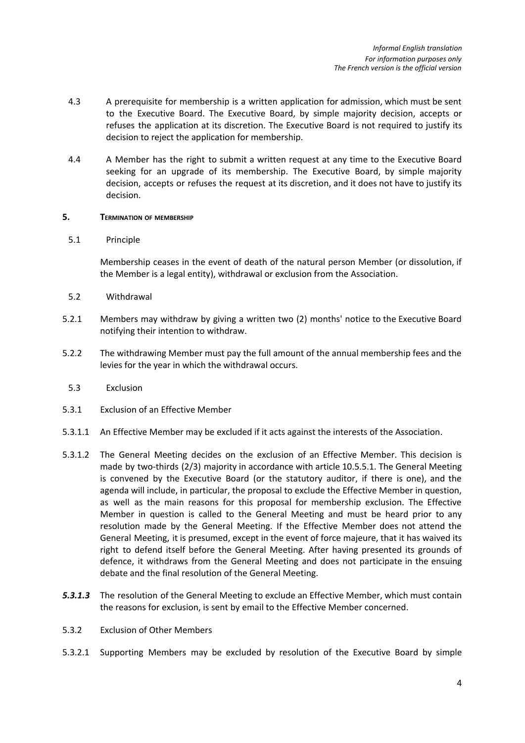4.3 A prerequisite for membership is a written application for admission, which must be sent to the Executive Board. The Executive Board, by simple majority decision, accepts or refuses the application at its discretion. The Executive Board is not required to justify its decision to reject the application for membership.

4.4 A Member has the right to submit a written request at any time to the Executive Board seeking for an upgrade of its membership. The Executive Board, by simple majority decision, accepts or refuses the request at its discretion, and it does not have to justify its decision.

## 5. Termination of membership

5.1 Principle

Membership ceases in the event of death of the natural person Member (or dissolution, if the Member is a legal entity), withdrawal or exclusion from the Association.

5.2 Withdrawal

5.2.1 Members may withdraw by giving a written two (2) months' notice to the Executive Board notifying their intention to withdraw.

5.2.2 The withdrawing Member must pay the full amount of the annual membership fees and the levies for the year in which the withdrawal occurs.

5.3 Exclusion

5.3.1 Exclusion of an Effective Member

5.3.1.1 An Effective Member may be excluded if it acts against the interests of the Association.

5.3.1.2 The General Meeting decides on the exclusion of an Effective Member. This decision is made by two-thirds (2/3) majority in accordance with article 10.5.5.1. The General Meeting is convened by the Executive Board (or the statutory auditor, if there is one), and the agenda will include, in particular, the proposal to exclude the Effective Member in question, as well as the main reasons for this proposal for membership exclusion. The Effective Member in question is called to the General Meeting and must be heard prior to any resolution made by the General Meeting. If the Effective Member does not attend the General Meeting, it is presumed, except in the event of force majeure, that it has waived its right to defend itself before the General Meeting. After having presented its grounds of defence, it withdraws from the General Meeting and does not participate in the ensuing debate and the final resolution of the General Meeting.

***5.3.1.3*** The resolution of the General Meeting to exclude an Effective Member, which must contain the reasons for exclusion, is sent by email to the Effective Member concerned.

5.3.2 Exclusion of Other Members

5.3.2.1 Supporting Members may be excluded by resolution of the Executive Board by simple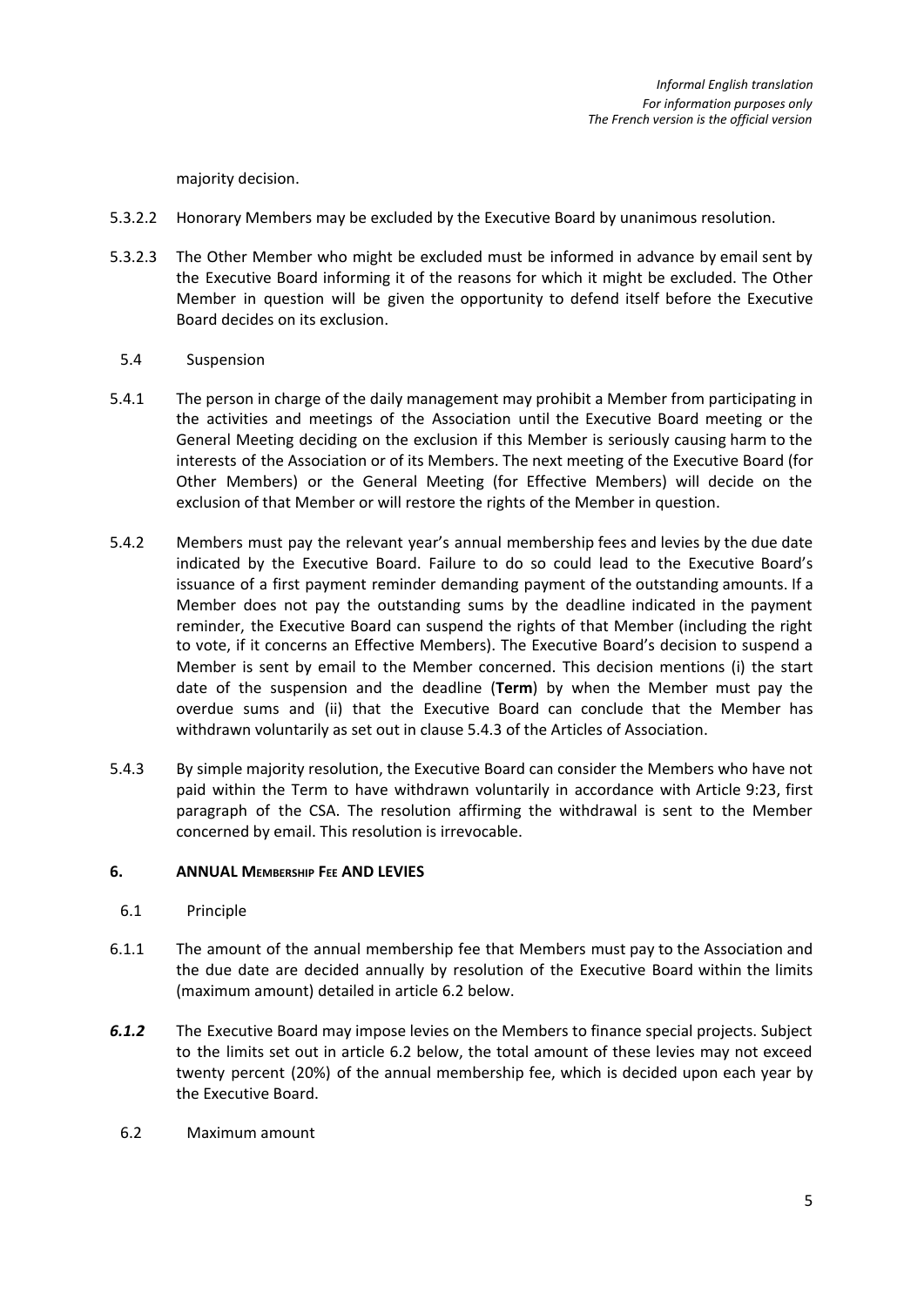majority decision.

5.3.2.2 Honorary Members may be excluded by the Executive Board by unanimous resolution.

5.3.2.3 The Other Member who might be excluded must be informed in advance by email sent by the Executive Board informing it of the reasons for which it might be excluded. The Other Member in question will be given the opportunity to defend itself before the Executive Board decides on its exclusion.

### 5.4 Suspension

5.4.1 The person in charge of the daily management may prohibit a Member from participating in the activities and meetings of the Association until the Executive Board meeting or the General Meeting deciding on the exclusion if this Member is seriously causing harm to the interests of the Association or of its Members. The next meeting of the Executive Board (for Other Members) or the General Meeting (for Effective Members) will decide on the exclusion of that Member or will restore the rights of the Member in question.

5.4.2 Members must pay the relevant year's annual membership fees and levies by the due date indicated by the Executive Board. Failure to do so could lead to the Executive Board's issuance of a first payment reminder demanding payment of the outstanding amounts. If a Member does not pay the outstanding sums by the deadline indicated in the payment reminder, the Executive Board can suspend the rights of that Member (including the right to vote, if it concerns an Effective Members). The Executive Board's decision to suspend a Member is sent by email to the Member concerned. This decision mentions (i) the start date of the suspension and the deadline (**Term**) by when the Member must pay the overdue sums and (ii) that the Executive Board can conclude that the Member has withdrawn voluntarily as set out in clause 5.4.3 of the Articles of Association.

5.4.3 By simple majority resolution, the Executive Board can consider the Members who have not paid within the Term to have withdrawn voluntarily in accordance with Article 9:23, first paragraph of the CSA. The resolution affirming the withdrawal is sent to the Member concerned by email. This resolution is irrevocable.

## 6. ANNUAL MEMBERSHIP FEE AND LEVIES

### 6.1 Principle

6.1.1 The amount of the annual membership fee that Members must pay to the Association and the due date are decided annually by resolution of the Executive Board within the limits (maximum amount) detailed in article 6.2 below.

***6.1.2*** The Executive Board may impose levies on the Members to finance special projects. Subject to the limits set out in article 6.2 below, the total amount of these levies may not exceed twenty percent (20%) of the annual membership fee, which is decided upon each year by the Executive Board.

### 6.2 Maximum amount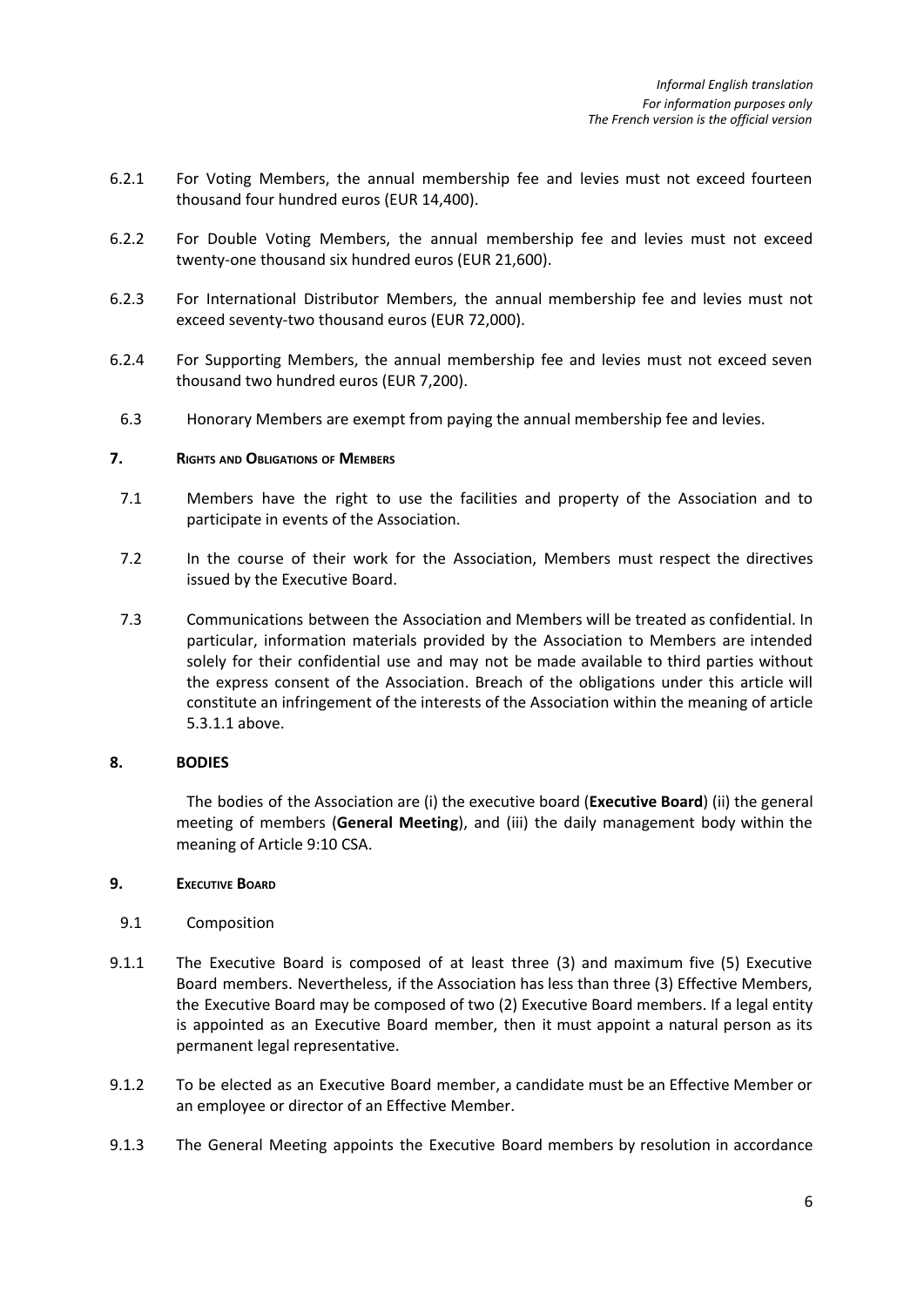6.2.1 For Voting Members, the annual membership fee and levies must not exceed fourteen thousand four hundred euros (EUR 14,400).

6.2.2 For Double Voting Members, the annual membership fee and levies must not exceed twenty-one thousand six hundred euros (EUR 21,600).

6.2.3 For International Distributor Members, the annual membership fee and levies must not exceed seventy-two thousand euros (EUR 72,000).

6.2.4 For Supporting Members, the annual membership fee and levies must not exceed seven thousand two hundred euros (EUR 7,200).

6.3 Honorary Members are exempt from paying the annual membership fee and levies.

## 7. Rights and Obligations of Members

7.1 Members have the right to use the facilities and property of the Association and to participate in events of the Association.

7.2 In the course of their work for the Association, Members must respect the directives issued by the Executive Board.

7.3 Communications between the Association and Members will be treated as confidential. In particular, information materials provided by the Association to Members are intended solely for their confidential use and may not be made available to third parties without the express consent of the Association. Breach of the obligations under this article will constitute an infringement of the interests of the Association within the meaning of article 5.3.1.1 above.

## 8. BODIES

The bodies of the Association are (i) the executive board (**Executive Board**) (ii) the general meeting of members (**General Meeting**), and (iii) the daily management body within the meaning of Article 9:10 CSA.

## 9. Executive Board

9.1 Composition

9.1.1 The Executive Board is composed of at least three (3) and maximum five (5) Executive Board members. Nevertheless, if the Association has less than three (3) Effective Members, the Executive Board may be composed of two (2) Executive Board members. If a legal entity is appointed as an Executive Board member, then it must appoint a natural person as its permanent legal representative.

9.1.2 To be elected as an Executive Board member, a candidate must be an Effective Member or an employee or director of an Effective Member.

9.1.3 The General Meeting appoints the Executive Board members by resolution in accordance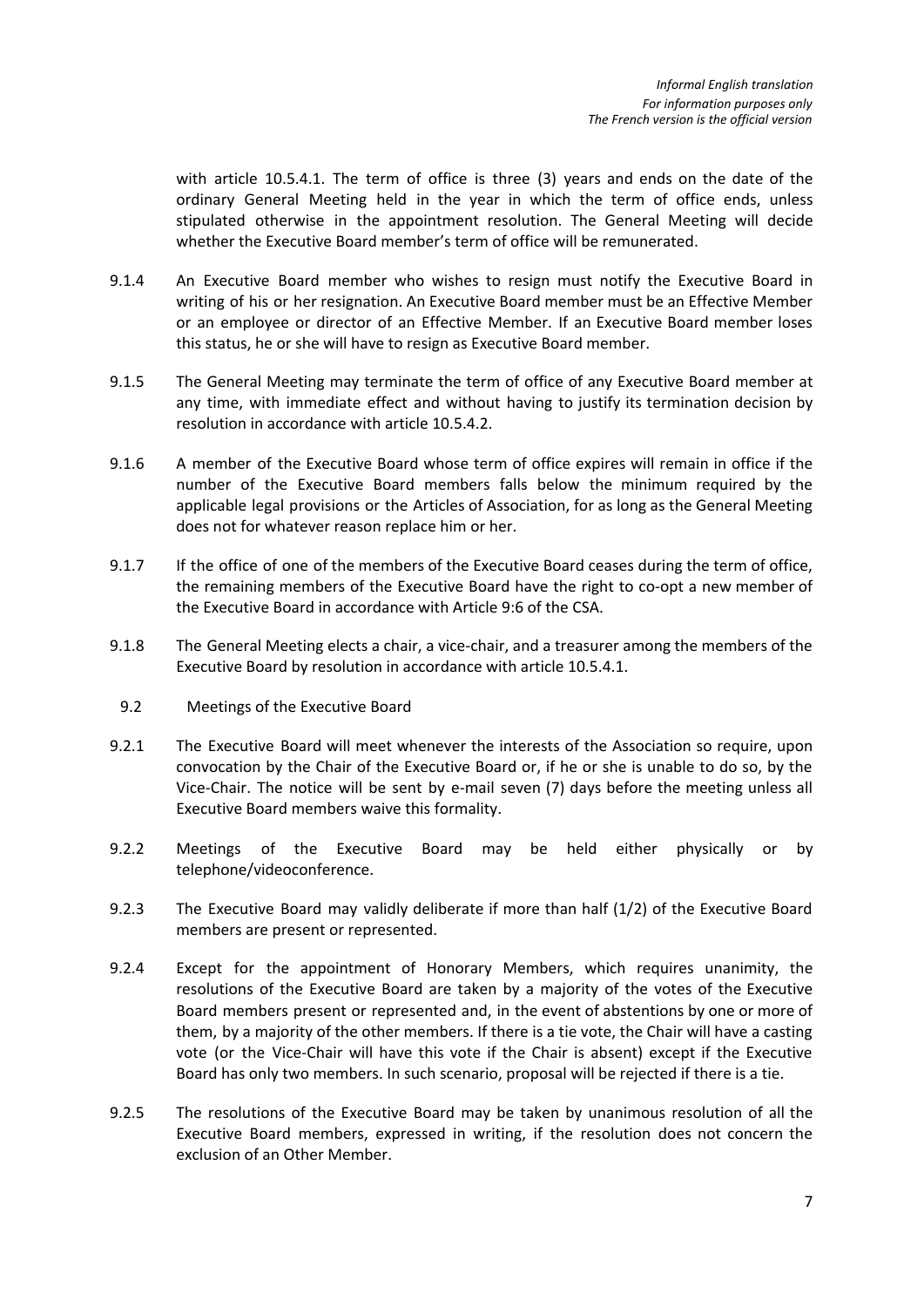*Informal English translation*
*For information purposes only*
*The French version is the official version*

with article 10.5.4.1. The term of office is three (3) years and ends on the date of the ordinary General Meeting held in the year in which the term of office ends, unless stipulated otherwise in the appointment resolution. The General Meeting will decide whether the Executive Board member's term of office will be remunerated.

9.1.4 An Executive Board member who wishes to resign must notify the Executive Board in writing of his or her resignation. An Executive Board member must be an Effective Member or an employee or director of an Effective Member. If an Executive Board member loses this status, he or she will have to resign as Executive Board member.

9.1.5 The General Meeting may terminate the term of office of any Executive Board member at any time, with immediate effect and without having to justify its termination decision by resolution in accordance with article 10.5.4.2.

9.1.6 A member of the Executive Board whose term of office expires will remain in office if the number of the Executive Board members falls below the minimum required by the applicable legal provisions or the Articles of Association, for as long as the General Meeting does not for whatever reason replace him or her.

9.1.7 If the office of one of the members of the Executive Board ceases during the term of office, the remaining members of the Executive Board have the right to co-opt a new member of the Executive Board in accordance with Article 9:6 of the CSA.

9.1.8 The General Meeting elects a chair, a vice-chair, and a treasurer among the members of the Executive Board by resolution in accordance with article 10.5.4.1.

9.2 Meetings of the Executive Board

9.2.1 The Executive Board will meet whenever the interests of the Association so require, upon convocation by the Chair of the Executive Board or, if he or she is unable to do so, by the Vice-Chair. The notice will be sent by e-mail seven (7) days before the meeting unless all Executive Board members waive this formality.

9.2.2 Meetings of the Executive Board may be held either physically or by telephone/videoconference.

9.2.3 The Executive Board may validly deliberate if more than half (1/2) of the Executive Board members are present or represented.

9.2.4 Except for the appointment of Honorary Members, which requires unanimity, the resolutions of the Executive Board are taken by a majority of the votes of the Executive Board members present or represented and, in the event of abstentions by one or more of them, by a majority of the other members. If there is a tie vote, the Chair will have a casting vote (or the Vice-Chair will have this vote if the Chair is absent) except if the Executive Board has only two members. In such scenario, proposal will be rejected if there is a tie.

9.2.5 The resolutions of the Executive Board may be taken by unanimous resolution of all the Executive Board members, expressed in writing, if the resolution does not concern the exclusion of an Other Member.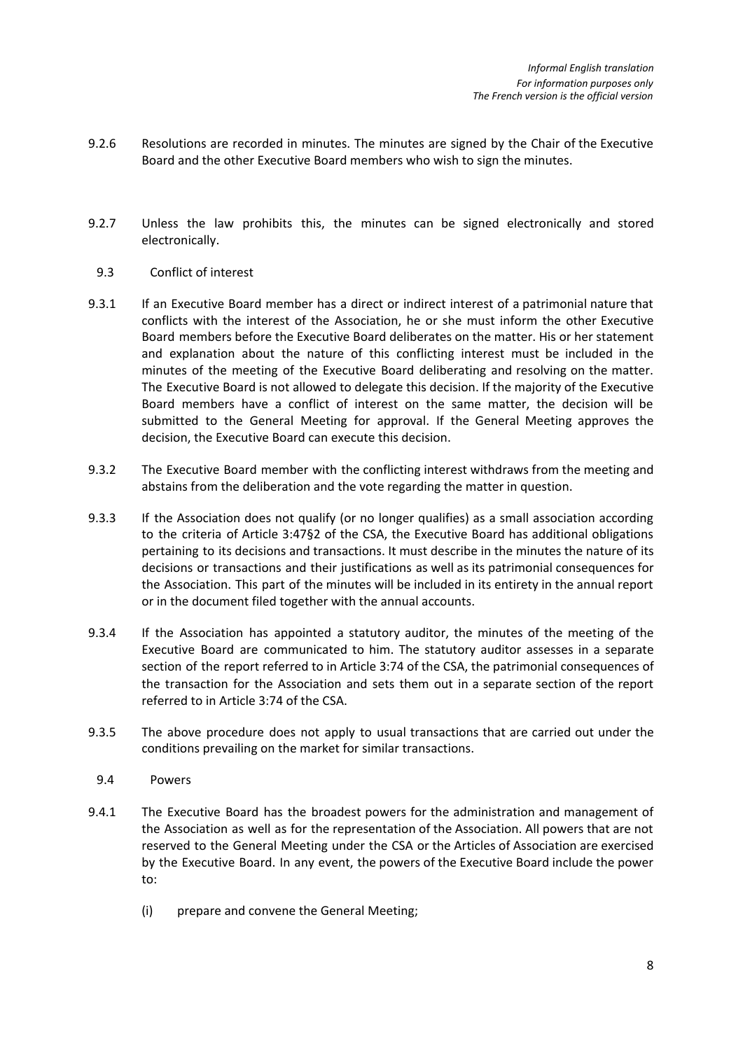9.2.6 Resolutions are recorded in minutes. The minutes are signed by the Chair of the Executive Board and the other Executive Board members who wish to sign the minutes.

9.2.7 Unless the law prohibits this, the minutes can be signed electronically and stored electronically.

9.3 Conflict of interest

9.3.1 If an Executive Board member has a direct or indirect interest of a patrimonial nature that conflicts with the interest of the Association, he or she must inform the other Executive Board members before the Executive Board deliberates on the matter. His or her statement and explanation about the nature of this conflicting interest must be included in the minutes of the meeting of the Executive Board deliberating and resolving on the matter. The Executive Board is not allowed to delegate this decision. If the majority of the Executive Board members have a conflict of interest on the same matter, the decision will be submitted to the General Meeting for approval. If the General Meeting approves the decision, the Executive Board can execute this decision.

9.3.2 The Executive Board member with the conflicting interest withdraws from the meeting and abstains from the deliberation and the vote regarding the matter in question.

9.3.3 If the Association does not qualify (or no longer qualifies) as a small association according to the criteria of Article 3:47§2 of the CSA, the Executive Board has additional obligations pertaining to its decisions and transactions. It must describe in the minutes the nature of its decisions or transactions and their justifications as well as its patrimonial consequences for the Association. This part of the minutes will be included in its entirety in the annual report or in the document filed together with the annual accounts.

9.3.4 If the Association has appointed a statutory auditor, the minutes of the meeting of the Executive Board are communicated to him. The statutory auditor assesses in a separate section of the report referred to in Article 3:74 of the CSA, the patrimonial consequences of the transaction for the Association and sets them out in a separate section of the report referred to in Article 3:74 of the CSA.

9.3.5 The above procedure does not apply to usual transactions that are carried out under the conditions prevailing on the market for similar transactions.

9.4 Powers

9.4.1 The Executive Board has the broadest powers for the administration and management of the Association as well as for the representation of the Association. All powers that are not reserved to the General Meeting under the CSA or the Articles of Association are exercised by the Executive Board. In any event, the powers of the Executive Board include the power to:

(i) prepare and convene the General Meeting;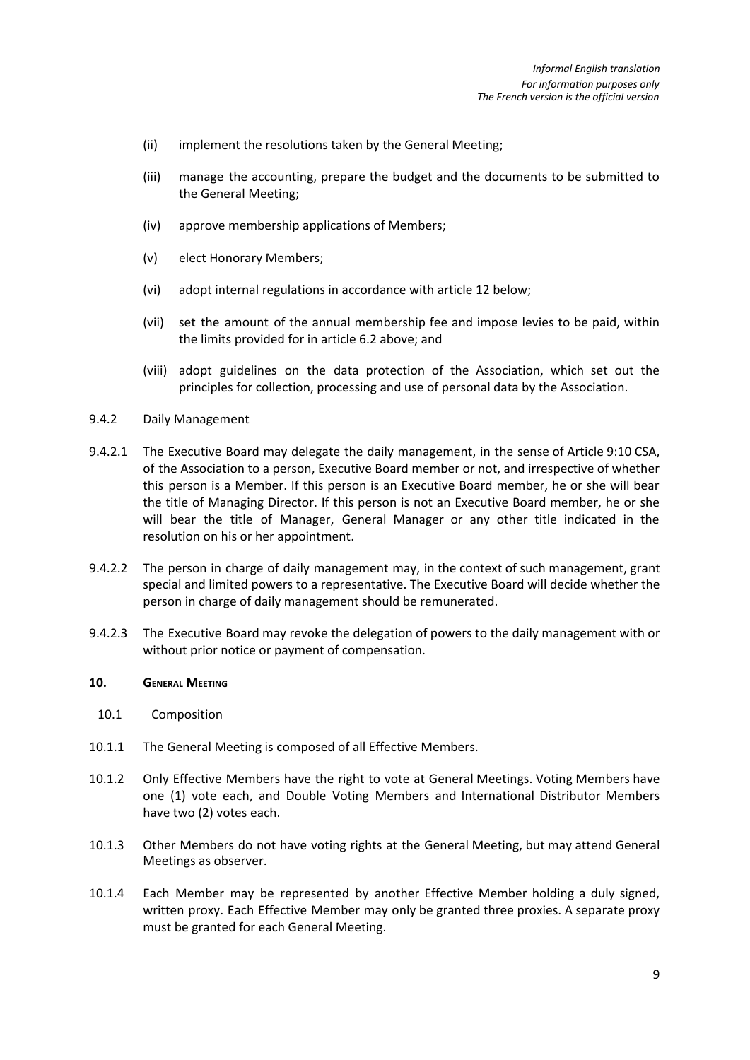*Informal English translation*
*For information purposes only*
*The French version is the official version*

(ii) implement the resolutions taken by the General Meeting;

(iii) manage the accounting, prepare the budget and the documents to be submitted to the General Meeting;

(iv) approve membership applications of Members;

(v) elect Honorary Members;

(vi) adopt internal regulations in accordance with article 12 below;

(vii) set the amount of the annual membership fee and impose levies to be paid, within the limits provided for in article 6.2 above; and

(viii) adopt guidelines on the data protection of the Association, which set out the principles for collection, processing and use of personal data by the Association.

9.4.2 Daily Management

9.4.2.1 The Executive Board may delegate the daily management, in the sense of Article 9:10 CSA, of the Association to a person, Executive Board member or not, and irrespective of whether this person is a Member. If this person is an Executive Board member, he or she will bear the title of Managing Director. If this person is not an Executive Board member, he or she will bear the title of Manager, General Manager or any other title indicated in the resolution on his or her appointment.

9.4.2.2 The person in charge of daily management may, in the context of such management, grant special and limited powers to a representative. The Executive Board will decide whether the person in charge of daily management should be remunerated.

9.4.2.3 The Executive Board may revoke the delegation of powers to the daily management with or without prior notice or payment of compensation.

## 10. General Meeting

10.1 Composition

10.1.1 The General Meeting is composed of all Effective Members.

10.1.2 Only Effective Members have the right to vote at General Meetings. Voting Members have one (1) vote each, and Double Voting Members and International Distributor Members have two (2) votes each.

10.1.3 Other Members do not have voting rights at the General Meeting, but may attend General Meetings as observer.

10.1.4 Each Member may be represented by another Effective Member holding a duly signed, written proxy. Each Effective Member may only be granted three proxies. A separate proxy must be granted for each General Meeting.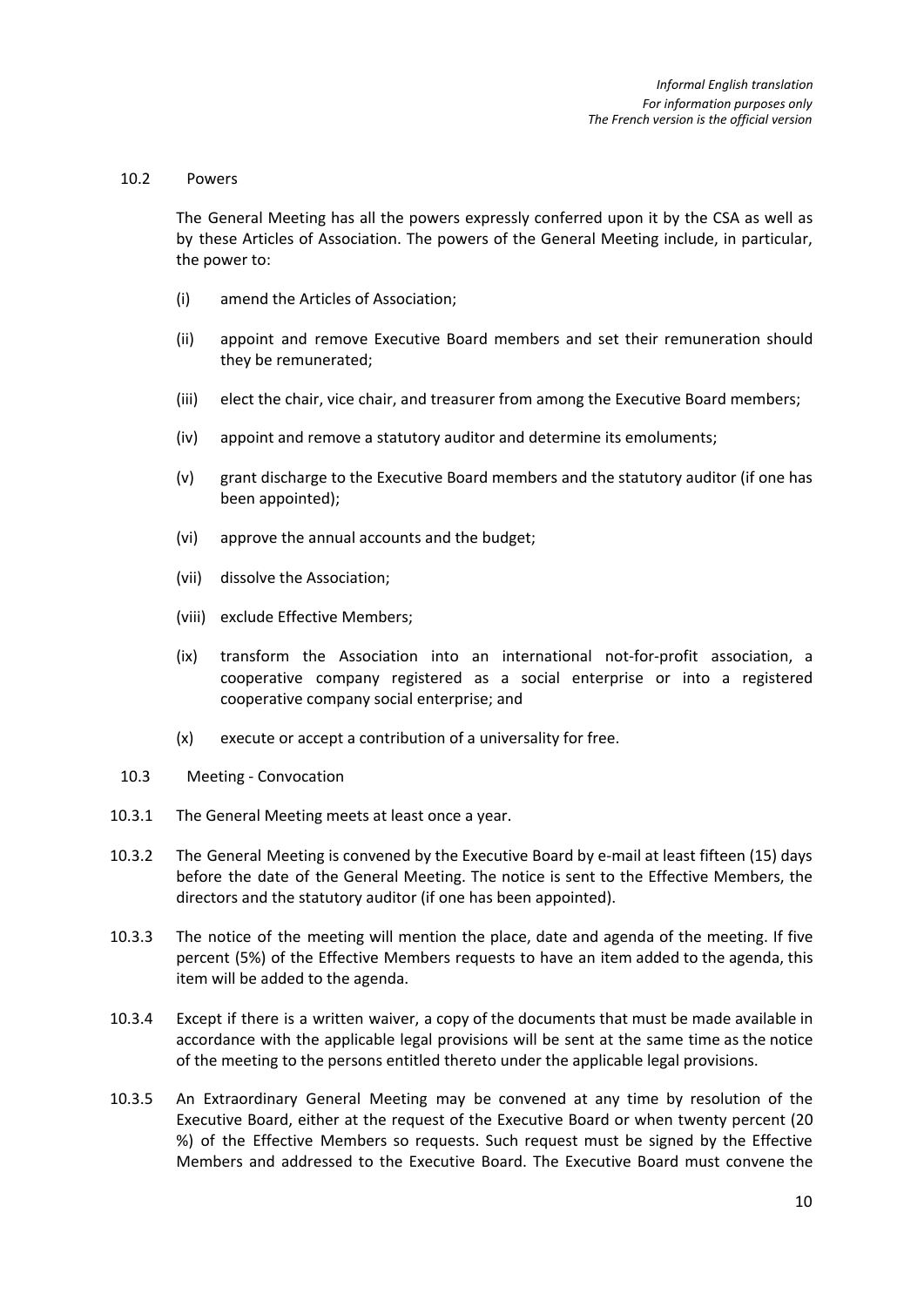*Informal English translation*
*For information purposes only*
*The French version is the official version*

### 10.2 Powers

The General Meeting has all the powers expressly conferred upon it by the CSA as well as by these Articles of Association. The powers of the General Meeting include, in particular, the power to:

(i) amend the Articles of Association;

(ii) appoint and remove Executive Board members and set their remuneration should they be remunerated;

(iii) elect the chair, vice chair, and treasurer from among the Executive Board members;

(iv) appoint and remove a statutory auditor and determine its emoluments;

(v) grant discharge to the Executive Board members and the statutory auditor (if one has been appointed);

(vi) approve the annual accounts and the budget;

(vii) dissolve the Association;

(viii) exclude Effective Members;

(ix) transform the Association into an international not-for-profit association, a cooperative company registered as a social enterprise or into a registered cooperative company social enterprise; and

(x) execute or accept a contribution of a universality for free.

### 10.3 Meeting - Convocation

10.3.1 The General Meeting meets at least once a year.

10.3.2 The General Meeting is convened by the Executive Board by e-mail at least fifteen (15) days before the date of the General Meeting. The notice is sent to the Effective Members, the directors and the statutory auditor (if one has been appointed).

10.3.3 The notice of the meeting will mention the place, date and agenda of the meeting. If five percent (5%) of the Effective Members requests to have an item added to the agenda, this item will be added to the agenda.

10.3.4 Except if there is a written waiver, a copy of the documents that must be made available in accordance with the applicable legal provisions will be sent at the same time as the notice of the meeting to the persons entitled thereto under the applicable legal provisions.

10.3.5 An Extraordinary General Meeting may be convened at any time by resolution of the Executive Board, either at the request of the Executive Board or when twenty percent (20 %) of the Effective Members so requests. Such request must be signed by the Effective Members and addressed to the Executive Board. The Executive Board must convene the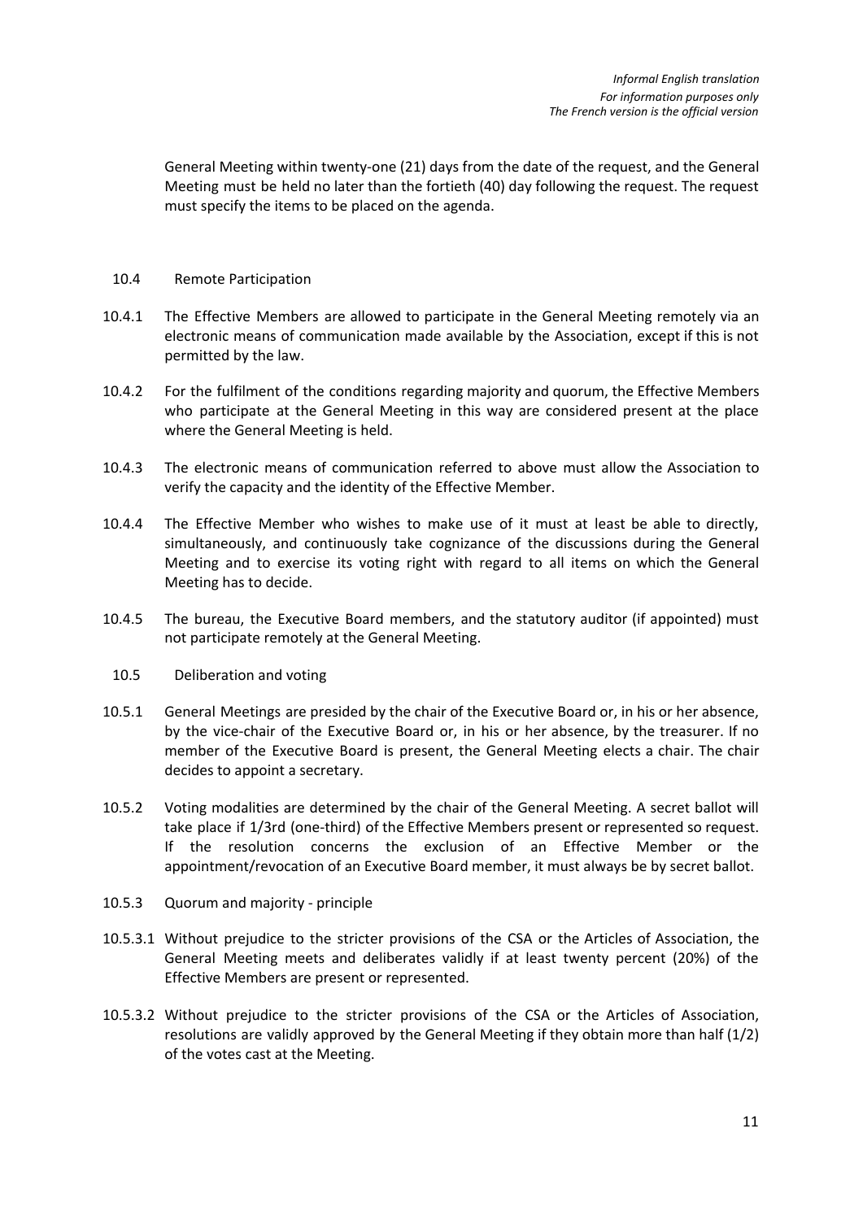General Meeting within twenty-one (21) days from the date of the request, and the General Meeting must be held no later than the fortieth (40) day following the request. The request must specify the items to be placed on the agenda.

### 10.4 Remote Participation

10.4.1 The Effective Members are allowed to participate in the General Meeting remotely via an electronic means of communication made available by the Association, except if this is not permitted by the law.

10.4.2 For the fulfilment of the conditions regarding majority and quorum, the Effective Members who participate at the General Meeting in this way are considered present at the place where the General Meeting is held.

10.4.3 The electronic means of communication referred to above must allow the Association to verify the capacity and the identity of the Effective Member.

10.4.4 The Effective Member who wishes to make use of it must at least be able to directly, simultaneously, and continuously take cognizance of the discussions during the General Meeting and to exercise its voting right with regard to all items on which the General Meeting has to decide.

10.4.5 The bureau, the Executive Board members, and the statutory auditor (if appointed) must not participate remotely at the General Meeting.

### 10.5 Deliberation and voting

10.5.1 General Meetings are presided by the chair of the Executive Board or, in his or her absence, by the vice-chair of the Executive Board or, in his or her absence, by the treasurer. If no member of the Executive Board is present, the General Meeting elects a chair. The chair decides to appoint a secretary.

10.5.2 Voting modalities are determined by the chair of the General Meeting. A secret ballot will take place if 1/3rd (one-third) of the Effective Members present or represented so request. If the resolution concerns the exclusion of an Effective Member or the appointment/revocation of an Executive Board member, it must always be by secret ballot.

10.5.3 Quorum and majority - principle

10.5.3.1 Without prejudice to the stricter provisions of the CSA or the Articles of Association, the General Meeting meets and deliberates validly if at least twenty percent (20%) of the Effective Members are present or represented.

10.5.3.2 Without prejudice to the stricter provisions of the CSA or the Articles of Association, resolutions are validly approved by the General Meeting if they obtain more than half (1/2) of the votes cast at the Meeting.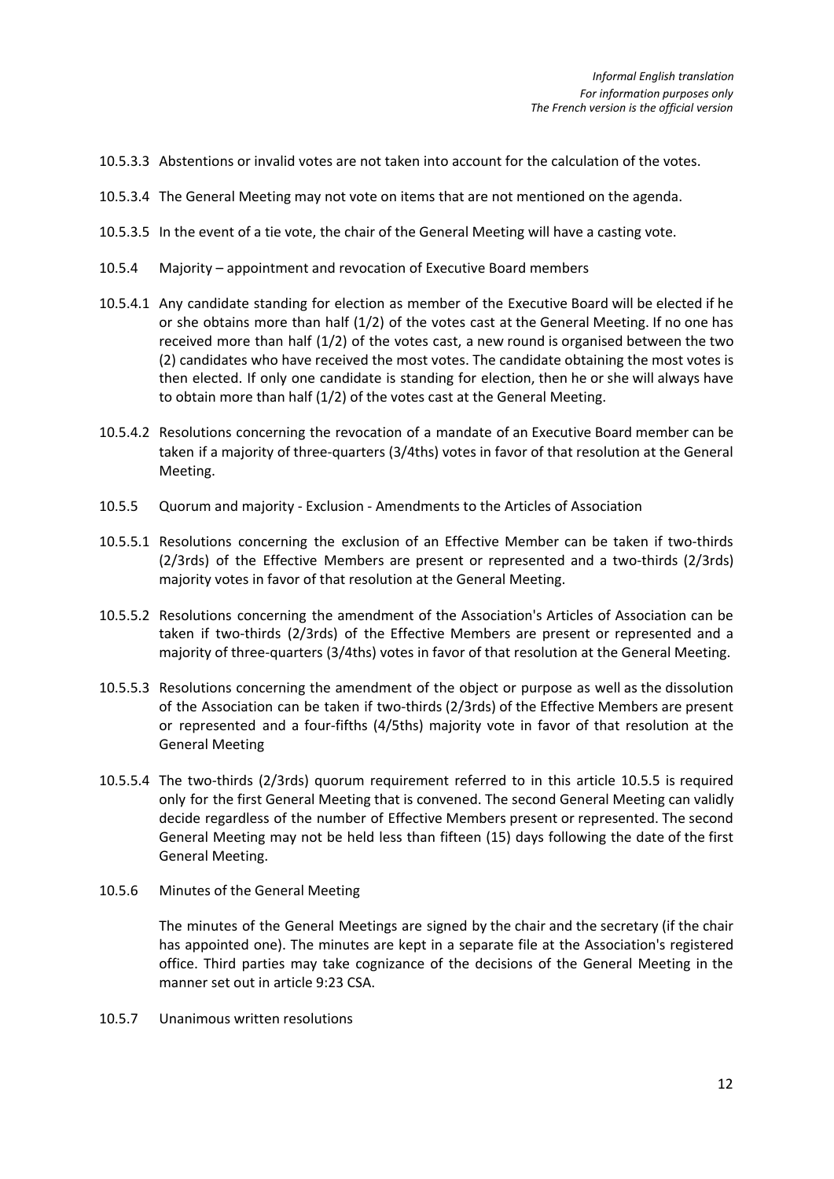*Informal English translation*
*For information purposes only*
*The French version is the official version*

10.5.3.3 Abstentions or invalid votes are not taken into account for the calculation of the votes.

10.5.3.4 The General Meeting may not vote on items that are not mentioned on the agenda.

10.5.3.5 In the event of a tie vote, the chair of the General Meeting will have a casting vote.

10.5.4 Majority – appointment and revocation of Executive Board members

10.5.4.1 Any candidate standing for election as member of the Executive Board will be elected if he or she obtains more than half (1/2) of the votes cast at the General Meeting. If no one has received more than half (1/2) of the votes cast, a new round is organised between the two (2) candidates who have received the most votes. The candidate obtaining the most votes is then elected. If only one candidate is standing for election, then he or she will always have to obtain more than half (1/2) of the votes cast at the General Meeting.

10.5.4.2 Resolutions concerning the revocation of a mandate of an Executive Board member can be taken if a majority of three-quarters (3/4ths) votes in favor of that resolution at the General Meeting.

10.5.5 Quorum and majority - Exclusion - Amendments to the Articles of Association

10.5.5.1 Resolutions concerning the exclusion of an Effective Member can be taken if two-thirds (2/3rds) of the Effective Members are present or represented and a two-thirds (2/3rds) majority votes in favor of that resolution at the General Meeting.

10.5.5.2 Resolutions concerning the amendment of the Association's Articles of Association can be taken if two-thirds (2/3rds) of the Effective Members are present or represented and a majority of three-quarters (3/4ths) votes in favor of that resolution at the General Meeting.

10.5.5.3 Resolutions concerning the amendment of the object or purpose as well as the dissolution of the Association can be taken if two-thirds (2/3rds) of the Effective Members are present or represented and a four-fifths (4/5ths) majority vote in favor of that resolution at the General Meeting

10.5.5.4 The two-thirds (2/3rds) quorum requirement referred to in this article 10.5.5 is required only for the first General Meeting that is convened. The second General Meeting can validly decide regardless of the number of Effective Members present or represented. The second General Meeting may not be held less than fifteen (15) days following the date of the first General Meeting.

10.5.6 Minutes of the General Meeting

The minutes of the General Meetings are signed by the chair and the secretary (if the chair has appointed one). The minutes are kept in a separate file at the Association's registered office. Third parties may take cognizance of the decisions of the General Meeting in the manner set out in article 9:23 CSA.

10.5.7 Unanimous written resolutions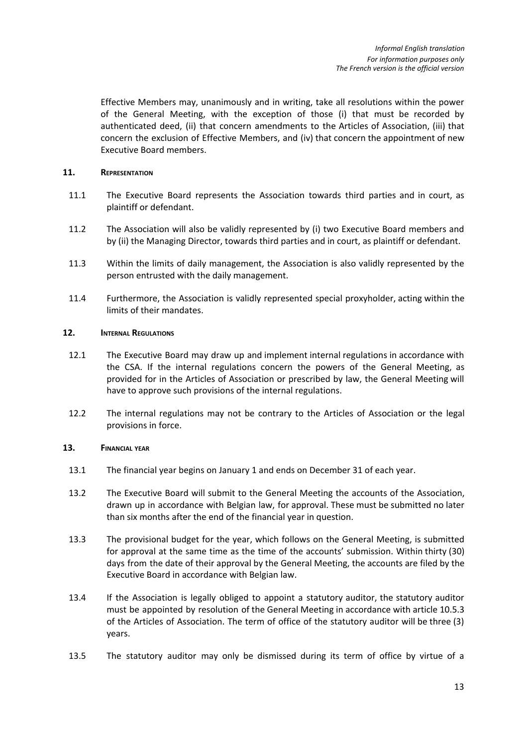*Informal English translation*
*For information purposes only*
*The French version is the official version*

Effective Members may, unanimously and in writing, take all resolutions within the power of the General Meeting, with the exception of those (i) that must be recorded by authenticated deed, (ii) that concern amendments to the Articles of Association, (iii) that concern the exclusion of Effective Members, and (iv) that concern the appointment of new Executive Board members.

## 11. REPRESENTATION

11.1 The Executive Board represents the Association towards third parties and in court, as plaintiff or defendant.

11.2 The Association will also be validly represented by (i) two Executive Board members and by (ii) the Managing Director, towards third parties and in court, as plaintiff or defendant.

11.3 Within the limits of daily management, the Association is also validly represented by the person entrusted with the daily management.

11.4 Furthermore, the Association is validly represented special proxyholder, acting within the limits of their mandates.

## 12. INTERNAL REGULATIONS

12.1 The Executive Board may draw up and implement internal regulations in accordance with the CSA. If the internal regulations concern the powers of the General Meeting, as provided for in the Articles of Association or prescribed by law, the General Meeting will have to approve such provisions of the internal regulations.

12.2 The internal regulations may not be contrary to the Articles of Association or the legal provisions in force.

## 13. FINANCIAL YEAR

13.1 The financial year begins on January 1 and ends on December 31 of each year.

13.2 The Executive Board will submit to the General Meeting the accounts of the Association, drawn up in accordance with Belgian law, for approval. These must be submitted no later than six months after the end of the financial year in question.

13.3 The provisional budget for the year, which follows on the General Meeting, is submitted for approval at the same time as the time of the accounts' submission. Within thirty (30) days from the date of their approval by the General Meeting, the accounts are filed by the Executive Board in accordance with Belgian law.

13.4 If the Association is legally obliged to appoint a statutory auditor, the statutory auditor must be appointed by resolution of the General Meeting in accordance with article 10.5.3 of the Articles of Association. The term of office of the statutory auditor will be three (3) years.

13.5 The statutory auditor may only be dismissed during its term of office by virtue of a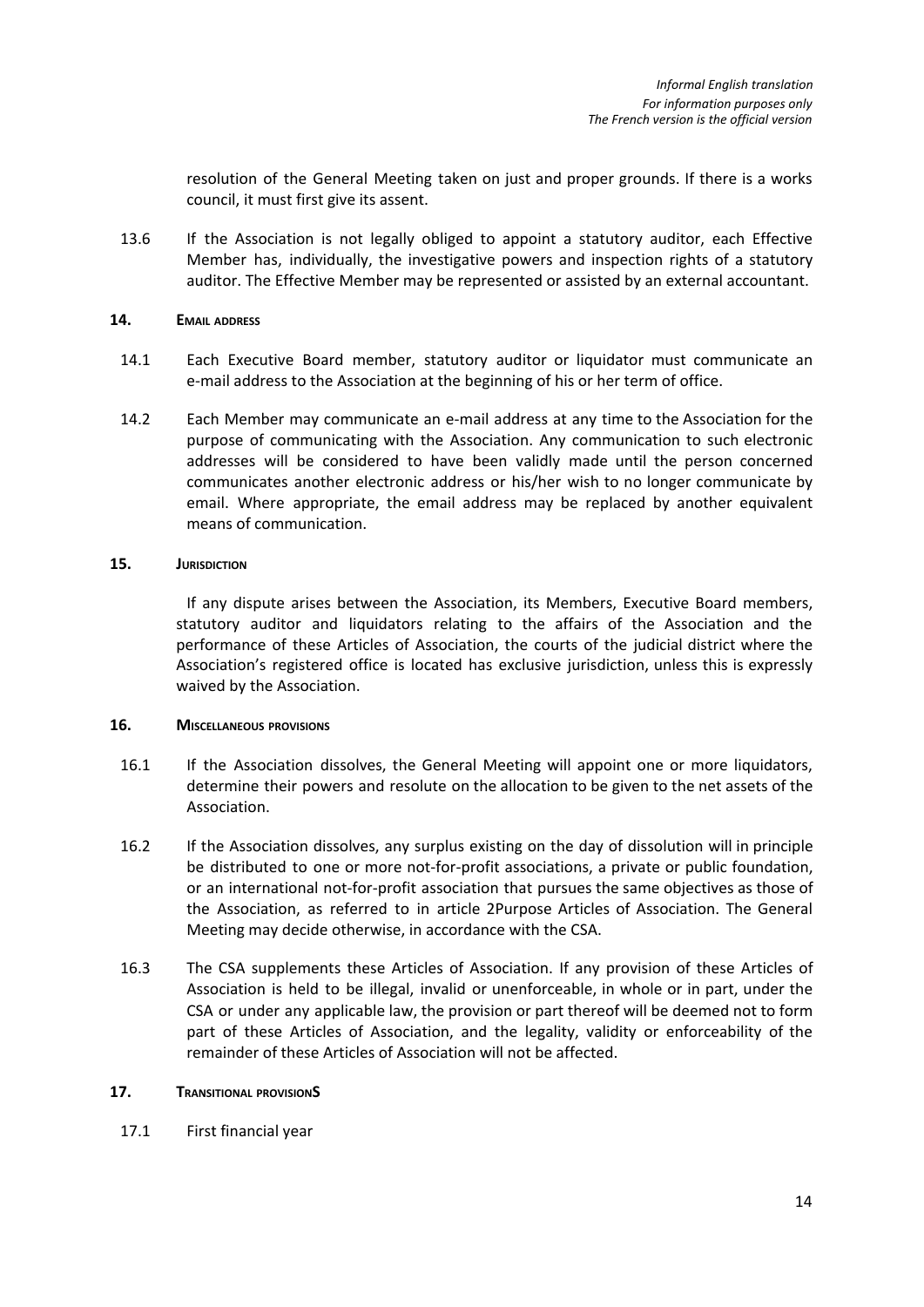resolution of the General Meeting taken on just and proper grounds. If there is a works council, it must first give its assent.

13.6 If the Association is not legally obliged to appoint a statutory auditor, each Effective Member has, individually, the investigative powers and inspection rights of a statutory auditor. The Effective Member may be represented or assisted by an external accountant.

## 14. EMAIL ADDRESS

14.1 Each Executive Board member, statutory auditor or liquidator must communicate an e-mail address to the Association at the beginning of his or her term of office.

14.2 Each Member may communicate an e-mail address at any time to the Association for the purpose of communicating with the Association. Any communication to such electronic addresses will be considered to have been validly made until the person concerned communicates another electronic address or his/her wish to no longer communicate by email. Where appropriate, the email address may be replaced by another equivalent means of communication.

## 15. JURISDICTION

If any dispute arises between the Association, its Members, Executive Board members, statutory auditor and liquidators relating to the affairs of the Association and the performance of these Articles of Association, the courts of the judicial district where the Association's registered office is located has exclusive jurisdiction, unless this is expressly waived by the Association.

## 16. MISCELLANEOUS PROVISIONS

16.1 If the Association dissolves, the General Meeting will appoint one or more liquidators, determine their powers and resolute on the allocation to be given to the net assets of the Association.

16.2 If the Association dissolves, any surplus existing on the day of dissolution will in principle be distributed to one or more not-for-profit associations, a private or public foundation, or an international not-for-profit association that pursues the same objectives as those of the Association, as referred to in article 2Purpose Articles of Association. The General Meeting may decide otherwise, in accordance with the CSA.

16.3 The CSA supplements these Articles of Association. If any provision of these Articles of Association is held to be illegal, invalid or unenforceable, in whole or in part, under the CSA or under any applicable law, the provision or part thereof will be deemed not to form part of these Articles of Association, and the legality, validity or enforceability of the remainder of these Articles of Association will not be affected.

## 17. TRANSITIONAL PROVISIONS

17.1 First financial year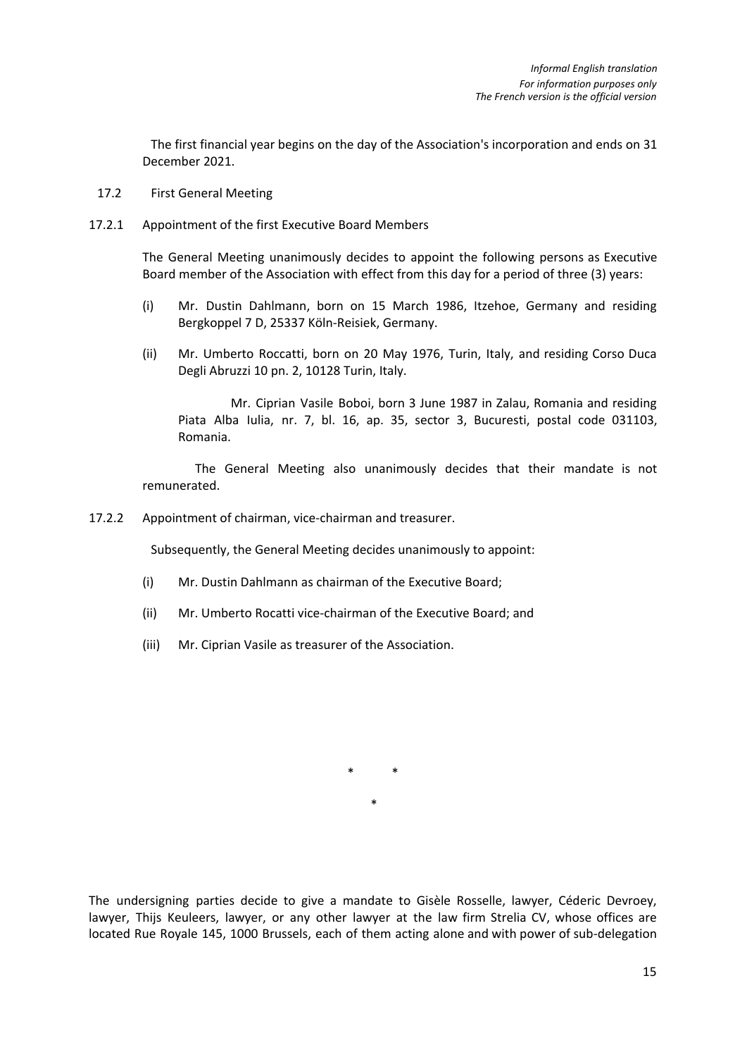*Informal English translation*
*For information purposes only*
*The French version is the official version*

The first financial year begins on the day of the Association's incorporation and ends on 31 December 2021.

17.2 First General Meeting

17.2.1 Appointment of the first Executive Board Members

The General Meeting unanimously decides to appoint the following persons as Executive Board member of the Association with effect from this day for a period of three (3) years:

(i) Mr. Dustin Dahlmann, born on 15 March 1986, Itzehoe, Germany and residing Bergkoppel 7 D, 25337 Köln-Reisiek, Germany.

(ii) Mr. Umberto Roccatti, born on 20 May 1976, Turin, Italy, and residing Corso Duca Degli Abruzzi 10 pn. 2, 10128 Turin, Italy.

Mr. Ciprian Vasile Boboi, born 3 June 1987 in Zalau, Romania and residing Piata Alba Iulia, nr. 7, bl. 16, ap. 35, sector 3, Bucuresti, postal code 031103, Romania.

The General Meeting also unanimously decides that their mandate is not remunerated.

17.2.2 Appointment of chairman, vice-chairman and treasurer.

Subsequently, the General Meeting decides unanimously to appoint:

(i) Mr. Dustin Dahlmann as chairman of the Executive Board;

(ii) Mr. Umberto Rocatti vice-chairman of the Executive Board; and

(iii) Mr. Ciprian Vasile as treasurer of the Association.

\* \*

\*

The undersigning parties decide to give a mandate to Gisèle Rosselle, lawyer, Céderic Devroey, lawyer, Thijs Keuleers, lawyer, or any other lawyer at the law firm Strelia CV, whose offices are located Rue Royale 145, 1000 Brussels, each of them acting alone and with power of sub-delegation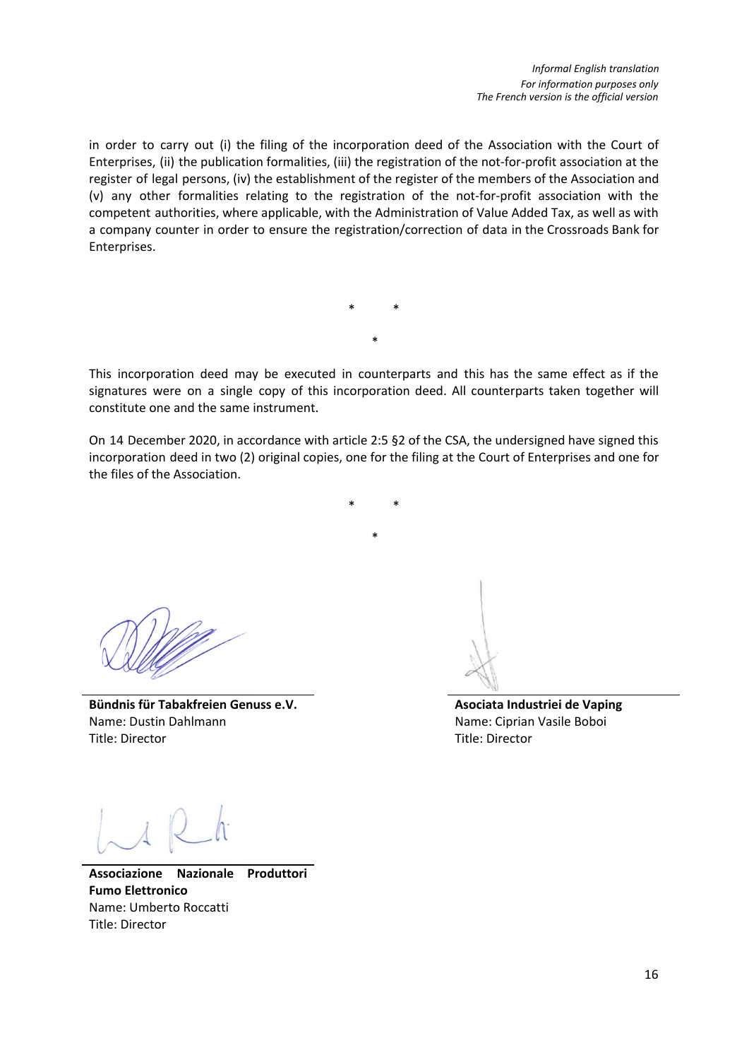*Informal English translation*
*For information purposes only*
*The French version is the official version*

in order to carry out (i) the filing of the incorporation deed of the Association with the Court of Enterprises, (ii) the publication formalities, (iii) the registration of the not-for-profit association at the register of legal persons, (iv) the establishment of the register of the members of the Association and (v) any other formalities relating to the registration of the not-for-profit association with the competent authorities, where applicable, with the Administration of Value Added Tax, as well as with a company counter in order to ensure the registration/correction of data in the Crossroads Bank for Enterprises.

\*   \*

\*

This incorporation deed may be executed in counterparts and this has the same effect as if the signatures were on a single copy of this incorporation deed. All counterparts taken together will constitute one and the same instrument.

On 14 December 2020, in accordance with article 2:5 §2 of the CSA, the undersigned have signed this incorporation deed in two (2) original copies, one for the filing at the Court of Enterprises and one for the files of the Association.

\*   \*

\*

**Bündnis für Tabakfreien Genuss e.V.**
Name: Dustin Dahlmann
Title: Director

**Asociata Industriei de Vaping**
Name: Ciprian Vasile Boboi
Title: Director

**Associazione Nazionale Produttori Fumo Elettronico**
Name: Umberto Roccatti
Title: Director